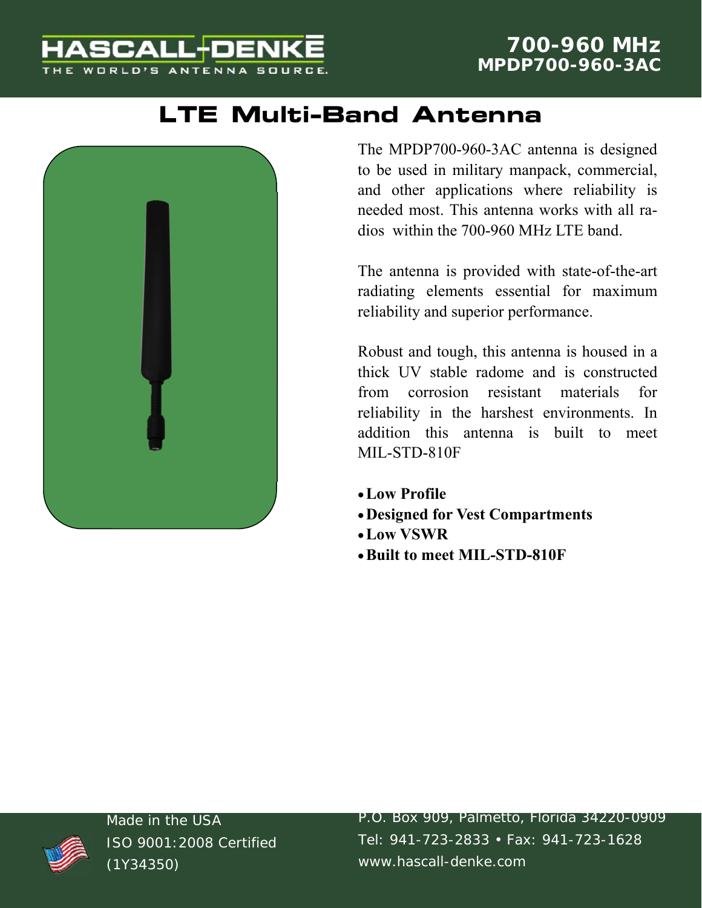HASCALL-DENKE

THE WORLD'S ANTENNA SOURCE.

700-960 MHz
**MPDP700-960-3AC**

# LTE Multi-Band Antenna

The MPDP700-960-3AC antenna is designed to be used in military manpack, commercial, and other applications where reliability is needed most. This antenna works with all radios within the 700-960 MHz LTE band.

The antenna is provided with state-of-the-art radiating elements essential for maximum reliability and superior performance.

Robust and tough, this antenna is housed in a thick UV stable radome and is constructed from corrosion resistant materials for reliability in the harshest environments. In addition this antenna is built to meet MIL-STD-810F

- **Low Profile**
- **Designed for Vest Compartments**
- **Low VSWR**
- **Built to meet MIL-STD-810F**

Made in the USA
ISO 9001:2008 Certified
(1Y34350)

P.O. Box 909, Palmetto, Florida 34220-0909
Tel: 941-723-2833 • Fax: 941-723-1628
www.hascall-denke.com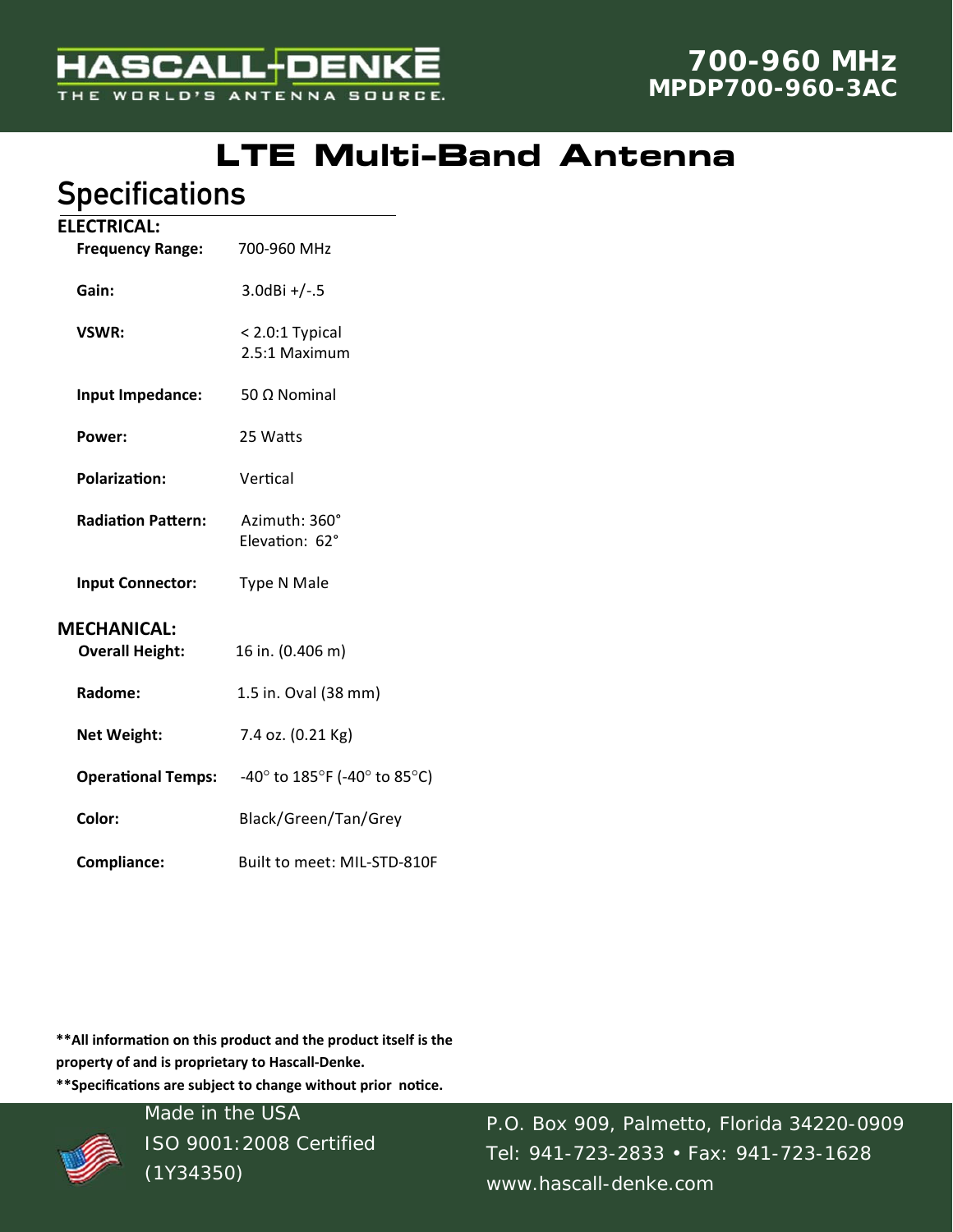HASCALL-DENKE
THE WORLD'S ANTENNA SOURCE.

**700-960 MHz**
**MPDP700-960-3AC**

# LTE Multi-Band Antenna

## Specifications

### ELECTRICAL:

| | |
|---|---|
| **Frequency Range:** | 700-960 MHz |
| **Gain:** | 3.0dBi +/-.5 |
| **VSWR:** | < 2.0:1 Typical<br>2.5:1 Maximum |
| **Input Impedance:** | 50 Ω Nominal |
| **Power:** | 25 Watts |
| **Polarization:** | Vertical |
| **Radiation Pattern:** | Azimuth: 360°<br>Elevation: 62° |
| **Input Connector:** | Type N Male |

### MECHANICAL:

| | |
|---|---|
| **Overall Height:** | 16 in. (0.406 m) |
| **Radome:** | 1.5 in. Oval (38 mm) |
| **Net Weight:** | 7.4 oz. (0.21 Kg) |
| **Operational Temps:** | -40° to 185°F (-40° to 85°C) |
| **Color:** | Black/Green/Tan/Grey |
| **Compliance:** | Built to meet: MIL-STD-810F |

**\*\*All information on this product and the product itself is the property of and is proprietary to Hascall-Denke.**
**\*\*Specifications are subject to change without prior notice.**

Made in the USA
ISO 9001:2008 Certified
(1Y34350)

P.O. Box 909, Palmetto, Florida 34220-0909
Tel: 941-723-2833 • Fax: 941-723-1628
www.hascall-denke.com